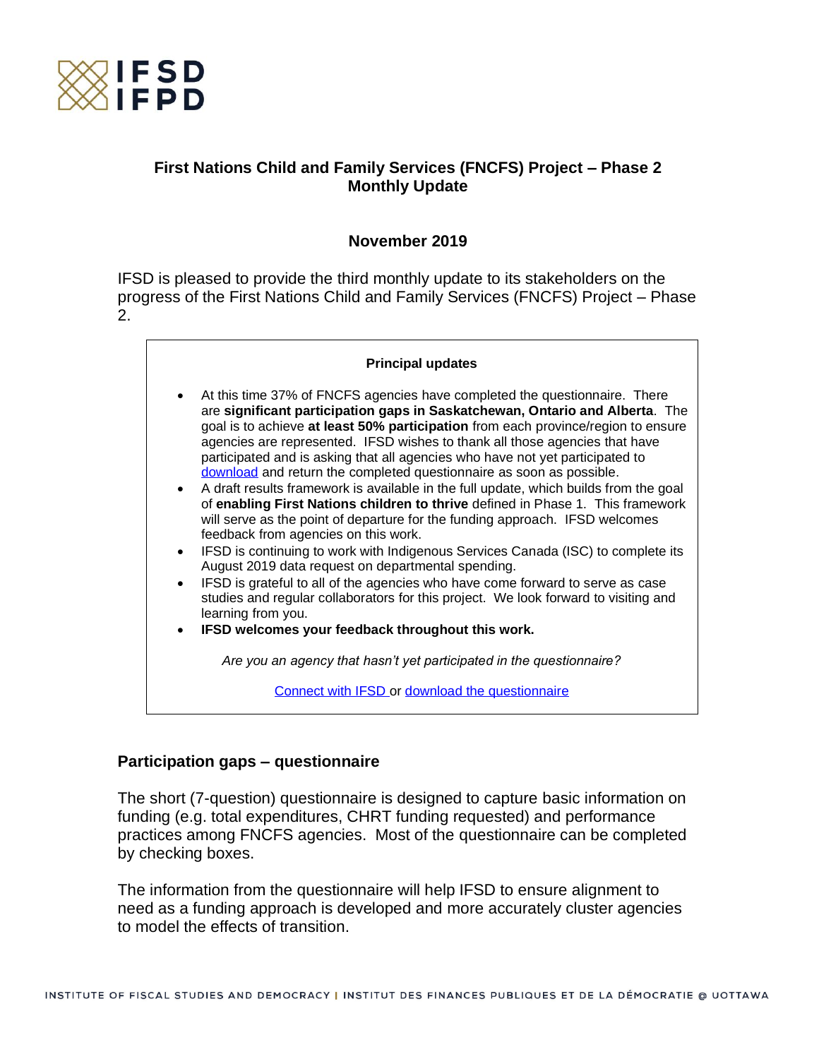# First Nations Child and Family Services (FNCFS) Project – Phase 2 Monthly Update

## November 2019

IFSD is pleased to provide the third monthly update to its stakeholders on the progress of the First Nations Child and Family Services (FNCFS) Project – Phase 2.

---

**Principal updates**

- At this time 37% of FNCFS agencies have completed the questionnaire. There are **significant participation gaps in Saskatchewan, Ontario and Alberta**. The goal is to achieve **at least 50% participation** from each province/region to ensure agencies are represented. IFSD wishes to thank all those agencies that have participated and is asking that all agencies who have not yet participated to download and return the completed questionnaire as soon as possible.
- A draft results framework is available in the full update, which builds from the goal of **enabling First Nations children to thrive** defined in Phase 1. This framework will serve as the point of departure for the funding approach. IFSD welcomes feedback from agencies on this work.
- IFSD is continuing to work with Indigenous Services Canada (ISC) to complete its August 2019 data request on departmental spending.
- IFSD is grateful to all of the agencies who have come forward to serve as case studies and regular collaborators for this project. We look forward to visiting and learning from you.
- **IFSD welcomes your feedback throughout this work.**

*Are you an agency that hasn't yet participated in the questionnaire?*

Connect with IFSD or download the questionnaire

---

### Participation gaps – questionnaire

The short (7-question) questionnaire is designed to capture basic information on funding (e.g. total expenditures, CHRT funding requested) and performance practices among FNCFS agencies. Most of the questionnaire can be completed by checking boxes.

The information from the questionnaire will help IFSD to ensure alignment to need as a funding approach is developed and more accurately cluster agencies to model the effects of transition.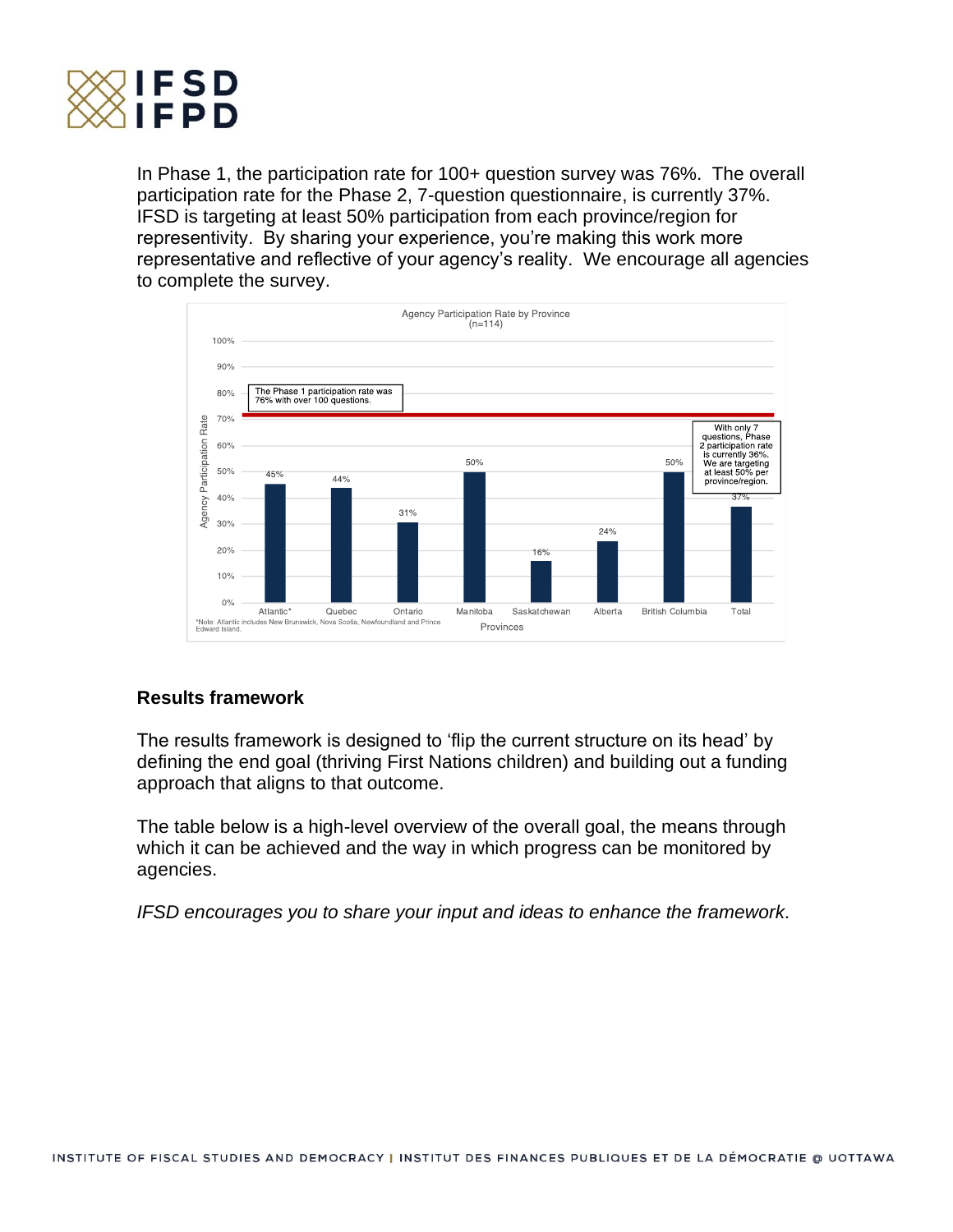In Phase 1, the participation rate for 100+ question survey was 76%. The overall participation rate for the Phase 2, 7-question questionnaire, is currently 37%. IFSD is targeting at least 50% participation from each province/region for representivity. By sharing your experience, you're making this work more representative and reflective of your agency's reality. We encourage all agencies to complete the survey.

Agency Participation Rate by Province
(n=114)

| Provinces | Agency Participation Rate |
|---|---|
| Atlantic* | 45% |
| Quebec | 44% |
| Ontario | 31% |
| Manitoba | 50% |
| Saskatchewan | 16% |
| Alberta | 24% |
| British Columbia | 50% |
| Total | 37% |

The Phase 1 participation rate was 76% with over 100 questions.

With only 7 questions, Phase 2 participation rate is currently 36%. We are targeting at least 50% per province/region.

*Note: Atlantic includes New Brunswick, Nova Scotia, Newfoundland and Prince Edward Island.

## Results framework

The results framework is designed to 'flip the current structure on its head' by defining the end goal (thriving First Nations children) and building out a funding approach that aligns to that outcome.

The table below is a high-level overview of the overall goal, the means through which it can be achieved and the way in which progress can be monitored by agencies.

*IFSD encourages you to share your input and ideas to enhance the framework.*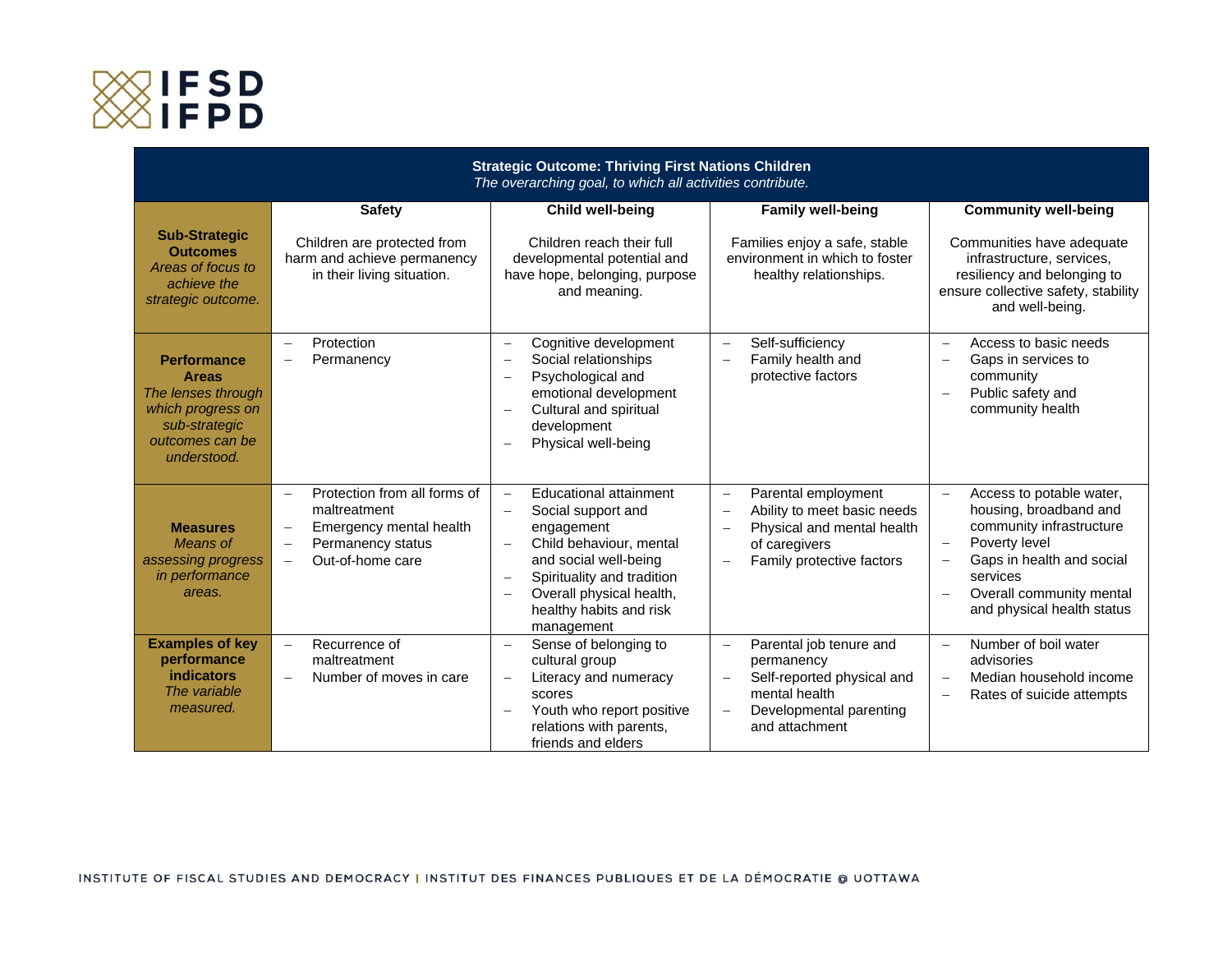| **Strategic Outcome: Thriving First Nations Children**<br>*The overarching goal, to which all activities contribute.* | | | | |
|---|---|---|---|---|
| | **Safety** | **Child well-being** | **Family well-being** | **Community well-being** |
| **Sub-Strategic Outcomes**<br>*Areas of focus to achieve the strategic outcome.* | Children are protected from harm and achieve permanency in their living situation. | Children reach their full developmental potential and have hope, belonging, purpose and meaning. | Families enjoy a safe, stable environment in which to foster healthy relationships. | Communities have adequate infrastructure, services, resiliency and belonging to ensure collective safety, stability and well-being. |
| **Performance Areas**<br>*The lenses through which progress on sub-strategic outcomes can be understood.* | – Protection<br>– Permanency | – Cognitive development<br>– Social relationships<br>– Psychological and emotional development<br>– Cultural and spiritual development<br>– Physical well-being | – Self-sufficiency<br>– Family health and protective factors | – Access to basic needs<br>– Gaps in services to community<br>– Public safety and community health |
| **Measures**<br>*Means of assessing progress in performance areas.* | – Protection from all forms of maltreatment<br>– Emergency mental health<br>– Permanency status<br>– Out-of-home care | – Educational attainment<br>– Social support and engagement<br>– Child behaviour, mental and social well-being<br>– Spirituality and tradition<br>– Overall physical health, healthy habits and risk management | – Parental employment<br>– Ability to meet basic needs<br>– Physical and mental health of caregivers<br>– Family protective factors | – Access to potable water, housing, broadband and community infrastructure<br>– Poverty level<br>– Gaps in health and social services<br>– Overall community mental and physical health status |
| **Examples of key performance indicators**<br>*The variable measured.* | – Recurrence of maltreatment<br>– Number of moves in care | – Sense of belonging to cultural group<br>– Literacy and numeracy scores<br>– Youth who report positive relations with parents, friends and elders | – Parental job tenure and permanency<br>– Self-reported physical and mental health<br>– Developmental parenting and attachment | – Number of boil water advisories<br>– Median household income<br>– Rates of suicide attempts |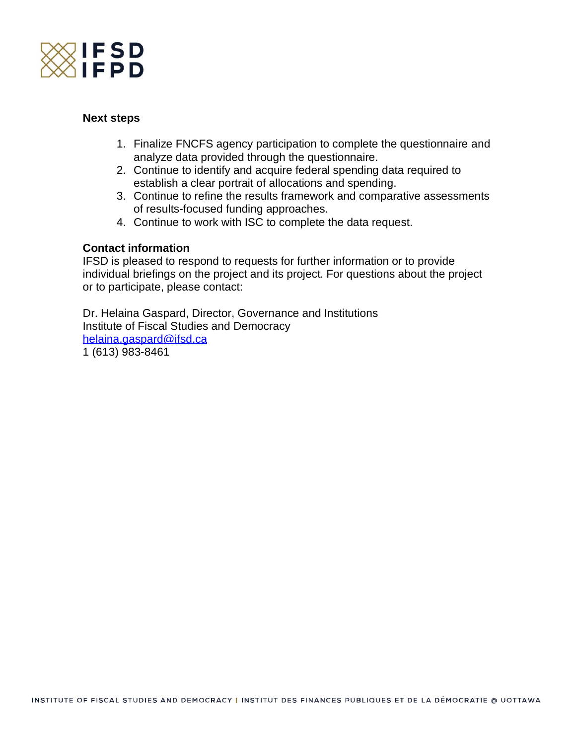**Next steps**

1. Finalize FNCFS agency participation to complete the questionnaire and analyze data provided through the questionnaire.
2. Continue to identify and acquire federal spending data required to establish a clear portrait of allocations and spending.
3. Continue to refine the results framework and comparative assessments of results-focused funding approaches.
4. Continue to work with ISC to complete the data request.

**Contact information**

IFSD is pleased to respond to requests for further information or to provide individual briefings on the project and its project. For questions about the project or to participate, please contact:

Dr. Helaina Gaspard, Director, Governance and Institutions
Institute of Fiscal Studies and Democracy
helaina.gaspard@ifsd.ca
1 (613) 983-8461